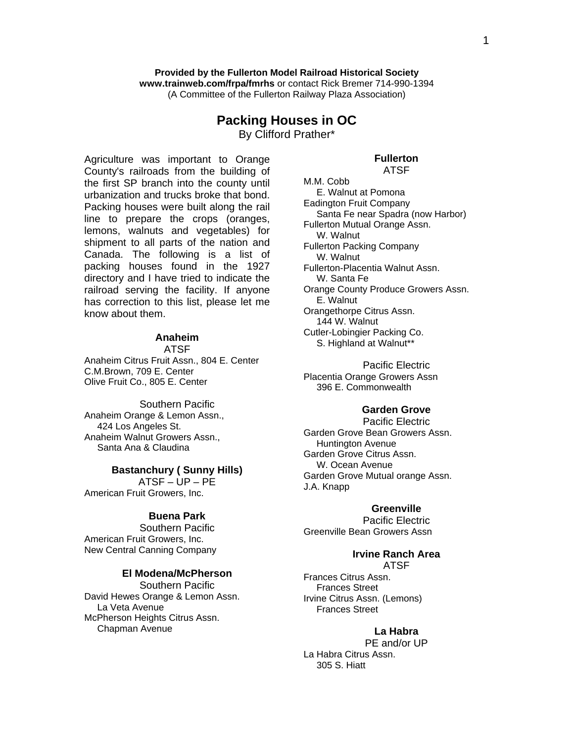**Provided by the Fullerton Model Railroad Historical Society**
**www.trainweb.com/frpa/fmrhs** or contact Rick Bremer 714-990-1394
(A Committee of the Fullerton Railway Plaza Association)

# Packing Houses in OC

By Clifford Prather*

Agriculture was important to Orange County's railroads from the building of the first SP branch into the county until urbanization and trucks broke that bond. Packing houses were built along the rail line to prepare the crops (oranges, lemons, walnuts and vegetables) for shipment to all parts of the nation and Canada. The following is a list of packing houses found in the 1927 directory and I have tried to indicate the railroad serving the facility. If anyone has correction to this list, please let me know about them.

### Anaheim

ATSF

Anaheim Citrus Fruit Assn., 804 E. Center
C.M.Brown, 709 E. Center
Olive Fruit Co., 805 E. Center

Southern Pacific

Anaheim Orange & Lemon Assn.,
 424 Los Angeles St.
Anaheim Walnut Growers Assn.,
 Santa Ana & Claudina

### Bastanchury ( Sunny Hills)

ATSF – UP – PE

American Fruit Growers, Inc.

### Buena Park

Southern Pacific

American Fruit Growers, Inc.
New Central Canning Company

### El Modena/McPherson

Southern Pacific

David Hewes Orange & Lemon Assn.
 La Veta Avenue
McPherson Heights Citrus Assn.
 Chapman Avenue

### Fullerton

ATSF

M.M. Cobb
 E. Walnut at Pomona
Eadington Fruit Company
 Santa Fe near Spadra (now Harbor)
Fullerton Mutual Orange Assn.
 W. Walnut
Fullerton Packing Company
 W. Walnut
Fullerton-Placentia Walnut Assn.
 W. Santa Fe
Orange County Produce Growers Assn.
 E. Walnut
Orangethorpe Citrus Assn.
 144 W. Walnut
Cutler-Lobingier Packing Co.
 S. Highland at Walnut**

Pacific Electric

Placentia Orange Growers Assn
 396 E. Commonwealth

### Garden Grove

Pacific Electric

Garden Grove Bean Growers Assn.
 Huntington Avenue
Garden Grove Citrus Assn.
 W. Ocean Avenue
Garden Grove Mutual orange Assn.
J.A. Knapp

### Greenville

Pacific Electric

Greenville Bean Growers Assn

### Irvine Ranch Area

ATSF

Frances Citrus Assn.
 Frances Street
Irvine Citrus Assn. (Lemons)
 Frances Street

### La Habra

PE and/or UP

La Habra Citrus Assn.
 305 S. Hiatt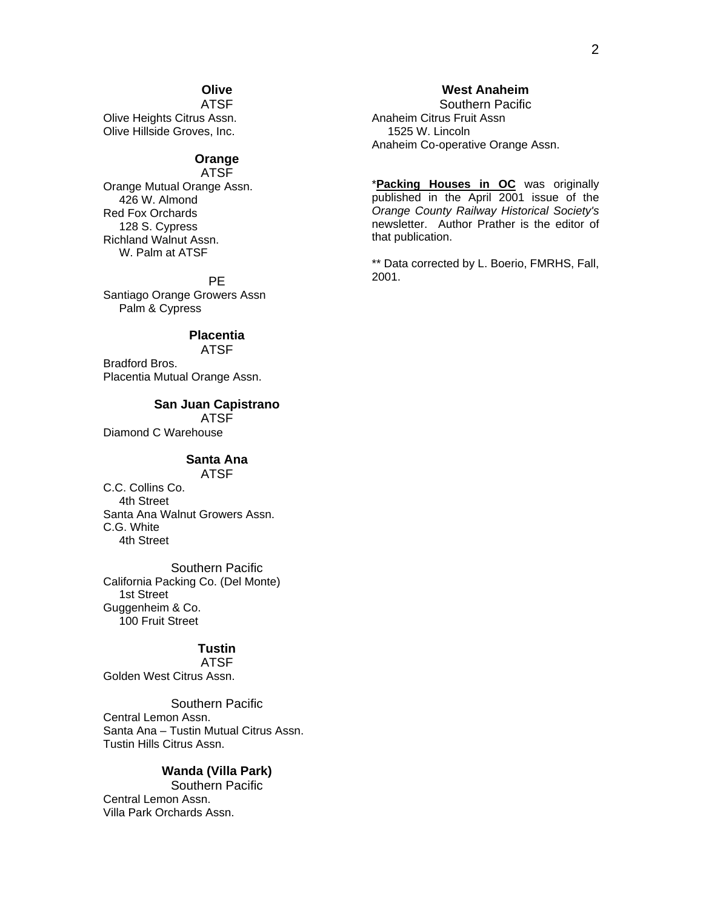**Olive**

ATSF

Olive Heights Citrus Assn.
Olive Hillside Groves, Inc.

**Orange**

ATSF

Orange Mutual Orange Assn.
    426 W. Almond
Red Fox Orchards
    128 S. Cypress
Richland Walnut Assn.
    W. Palm at ATSF

PE

Santiago Orange Growers Assn
    Palm & Cypress

**Placentia**

ATSF

Bradford Bros.
Placentia Mutual Orange Assn.

**San Juan Capistrano**

ATSF

Diamond C Warehouse

**Santa Ana**

ATSF

C.C. Collins Co.
    4th Street
Santa Ana Walnut Growers Assn.
C.G. White
    4th Street

Southern Pacific

California Packing Co. (Del Monte)
    1st Street
Guggenheim & Co.
    100 Fruit Street

**Tustin**

ATSF

Golden West Citrus Assn.

Southern Pacific

Central Lemon Assn.
Santa Ana – Tustin Mutual Citrus Assn.
Tustin Hills Citrus Assn.

**Wanda (Villa Park)**

Southern Pacific

Central Lemon Assn.
Villa Park Orchards Assn.

**West Anaheim**

Southern Pacific

Anaheim Citrus Fruit Assn
    1525 W. Lincoln
Anaheim Co-operative Orange Assn.

*__Packing Houses in OC__ was originally published in the April 2001 issue of the *Orange County Railway Historical Society's* newsletter. Author Prather is the editor of that publication.

** Data corrected by L. Boerio, FMRHS, Fall, 2001.